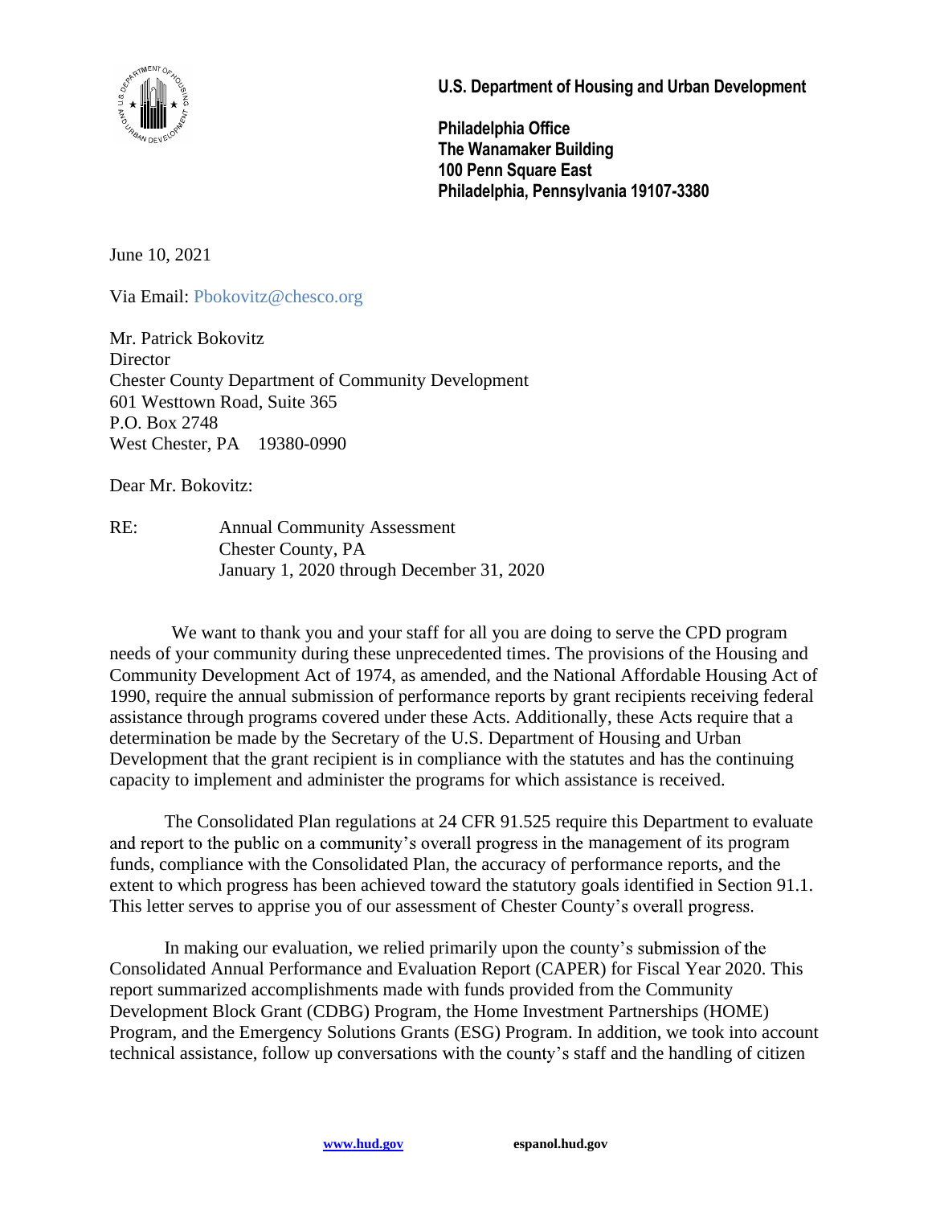**U.S. Department of Housing and Urban Development**

**Philadelphia Office**
**The Wanamaker Building**
**100 Penn Square East**
**Philadelphia, Pennsylvania 19107-3380**

June 10, 2021

Via Email: Pbokovitz@chesco.org

Mr. Patrick Bokovitz
Director
Chester County Department of Community Development
601 Westtown Road, Suite 365
P.O. Box 2748
West Chester, PA 19380-0990

Dear Mr. Bokovitz:

RE: Annual Community Assessment
Chester County, PA
January 1, 2020 through December 31, 2020

We want to thank you and your staff for all you are doing to serve the CPD program needs of your community during these unprecedented times. The provisions of the Housing and Community Development Act of 1974, as amended, and the National Affordable Housing Act of 1990, require the annual submission of performance reports by grant recipients receiving federal assistance through programs covered under these Acts. Additionally, these Acts require that a determination be made by the Secretary of the U.S. Department of Housing and Urban Development that the grant recipient is in compliance with the statutes and has the continuing capacity to implement and administer the programs for which assistance is received.

The Consolidated Plan regulations at 24 CFR 91.525 require this Department to evaluate and report to the public on a community's overall progress in the management of its program funds, compliance with the Consolidated Plan, the accuracy of performance reports, and the extent to which progress has been achieved toward the statutory goals identified in Section 91.1. This letter serves to apprise you of our assessment of Chester County's overall progress.

In making our evaluation, we relied primarily upon the county's submission of the Consolidated Annual Performance and Evaluation Report (CAPER) for Fiscal Year 2020. This report summarized accomplishments made with funds provided from the Community Development Block Grant (CDBG) Program, the Home Investment Partnerships (HOME) Program, and the Emergency Solutions Grants (ESG) Program. In addition, we took into account technical assistance, follow up conversations with the county's staff and the handling of citizen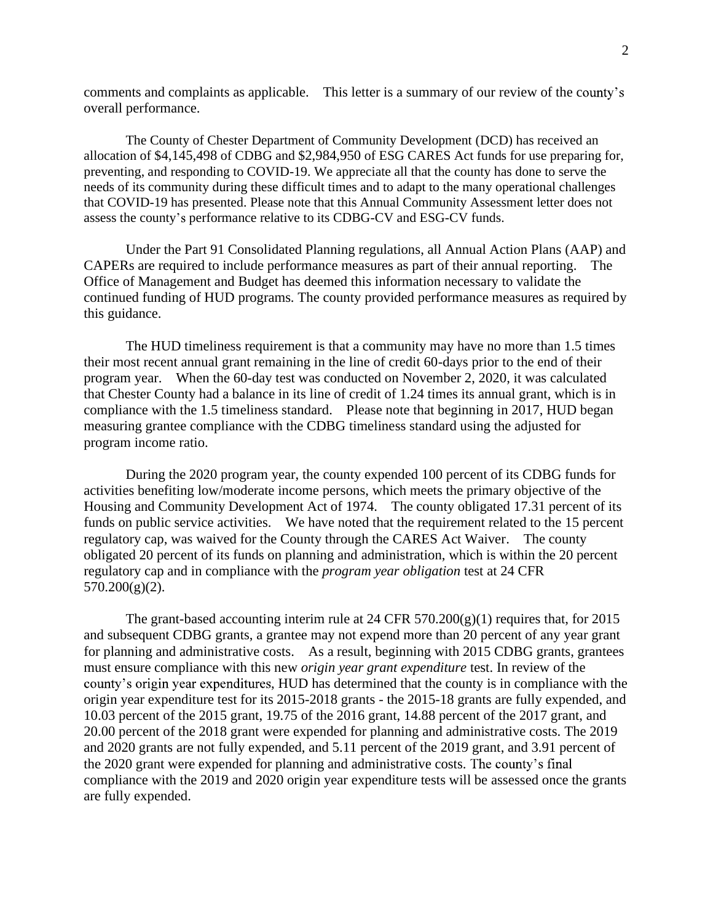comments and complaints as applicable. This letter is a summary of our review of the county's overall performance.

The County of Chester Department of Community Development (DCD) has received an allocation of $4,145,498 of CDBG and $2,984,950 of ESG CARES Act funds for use preparing for, preventing, and responding to COVID-19. We appreciate all that the county has done to serve the needs of its community during these difficult times and to adapt to the many operational challenges that COVID-19 has presented. Please note that this Annual Community Assessment letter does not assess the county's performance relative to its CDBG-CV and ESG-CV funds.

Under the Part 91 Consolidated Planning regulations, all Annual Action Plans (AAP) and CAPERs are required to include performance measures as part of their annual reporting. The Office of Management and Budget has deemed this information necessary to validate the continued funding of HUD programs. The county provided performance measures as required by this guidance.

The HUD timeliness requirement is that a community may have no more than 1.5 times their most recent annual grant remaining in the line of credit 60-days prior to the end of their program year. When the 60-day test was conducted on November 2, 2020, it was calculated that Chester County had a balance in its line of credit of 1.24 times its annual grant, which is in compliance with the 1.5 timeliness standard. Please note that beginning in 2017, HUD began measuring grantee compliance with the CDBG timeliness standard using the adjusted for program income ratio.

During the 2020 program year, the county expended 100 percent of its CDBG funds for activities benefiting low/moderate income persons, which meets the primary objective of the Housing and Community Development Act of 1974. The county obligated 17.31 percent of its funds on public service activities. We have noted that the requirement related to the 15 percent regulatory cap, was waived for the County through the CARES Act Waiver. The county obligated 20 percent of its funds on planning and administration, which is within the 20 percent regulatory cap and in compliance with the *program year obligation* test at 24 CFR 570.200(g)(2).

The grant-based accounting interim rule at 24 CFR 570.200(g)(1) requires that, for 2015 and subsequent CDBG grants, a grantee may not expend more than 20 percent of any year grant for planning and administrative costs. As a result, beginning with 2015 CDBG grants, grantees must ensure compliance with this new *origin year grant expenditure* test. In review of the county's origin year expenditures, HUD has determined that the county is in compliance with the origin year expenditure test for its 2015-2018 grants - the 2015-18 grants are fully expended, and 10.03 percent of the 2015 grant, 19.75 of the 2016 grant, 14.88 percent of the 2017 grant, and 20.00 percent of the 2018 grant were expended for planning and administrative costs. The 2019 and 2020 grants are not fully expended, and 5.11 percent of the 2019 grant, and 3.91 percent of the 2020 grant were expended for planning and administrative costs. The county's final compliance with the 2019 and 2020 origin year expenditure tests will be assessed once the grants are fully expended.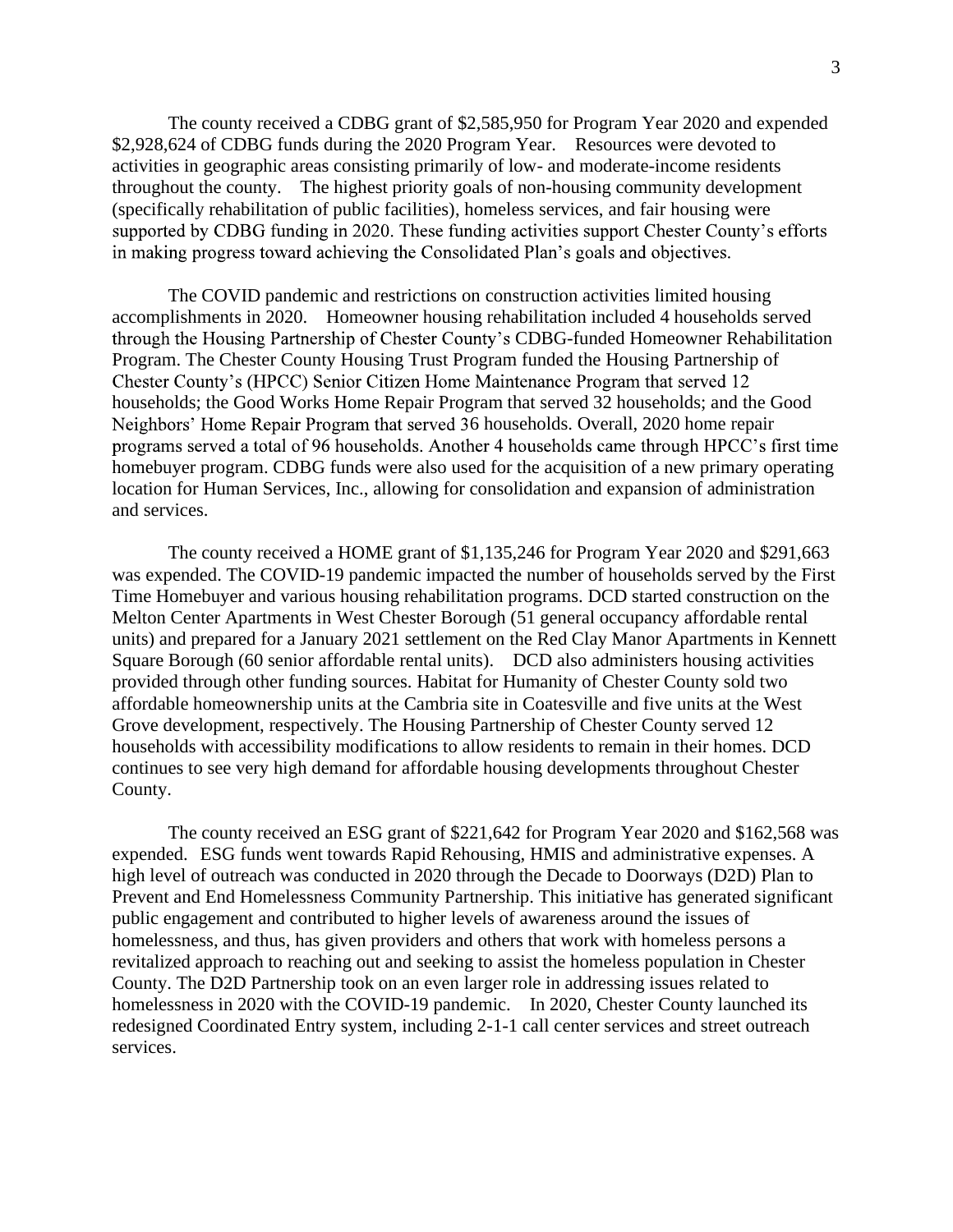The county received a CDBG grant of $2,585,950 for Program Year 2020 and expended $2,928,624 of CDBG funds during the 2020 Program Year. Resources were devoted to activities in geographic areas consisting primarily of low- and moderate-income residents throughout the county. The highest priority goals of non-housing community development (specifically rehabilitation of public facilities), homeless services, and fair housing were supported by CDBG funding in 2020. These funding activities support Chester County's efforts in making progress toward achieving the Consolidated Plan's goals and objectives.

The COVID pandemic and restrictions on construction activities limited housing accomplishments in 2020. Homeowner housing rehabilitation included 4 households served through the Housing Partnership of Chester County's CDBG-funded Homeowner Rehabilitation Program. The Chester County Housing Trust Program funded the Housing Partnership of Chester County's (HPCC) Senior Citizen Home Maintenance Program that served 12 households; the Good Works Home Repair Program that served 32 households; and the Good Neighbors' Home Repair Program that served 36 households. Overall, 2020 home repair programs served a total of 96 households. Another 4 households came through HPCC's first time homebuyer program. CDBG funds were also used for the acquisition of a new primary operating location for Human Services, Inc., allowing for consolidation and expansion of administration and services.

The county received a HOME grant of $1,135,246 for Program Year 2020 and $291,663 was expended. The COVID-19 pandemic impacted the number of households served by the First Time Homebuyer and various housing rehabilitation programs. DCD started construction on the Melton Center Apartments in West Chester Borough (51 general occupancy affordable rental units) and prepared for a January 2021 settlement on the Red Clay Manor Apartments in Kennett Square Borough (60 senior affordable rental units). DCD also administers housing activities provided through other funding sources. Habitat for Humanity of Chester County sold two affordable homeownership units at the Cambria site in Coatesville and five units at the West Grove development, respectively. The Housing Partnership of Chester County served 12 households with accessibility modifications to allow residents to remain in their homes. DCD continues to see very high demand for affordable housing developments throughout Chester County.

The county received an ESG grant of $221,642 for Program Year 2020 and $162,568 was expended. ESG funds went towards Rapid Rehousing, HMIS and administrative expenses. A high level of outreach was conducted in 2020 through the Decade to Doorways (D2D) Plan to Prevent and End Homelessness Community Partnership. This initiative has generated significant public engagement and contributed to higher levels of awareness around the issues of homelessness, and thus, has given providers and others that work with homeless persons a revitalized approach to reaching out and seeking to assist the homeless population in Chester County. The D2D Partnership took on an even larger role in addressing issues related to homelessness in 2020 with the COVID-19 pandemic. In 2020, Chester County launched its redesigned Coordinated Entry system, including 2-1-1 call center services and street outreach services.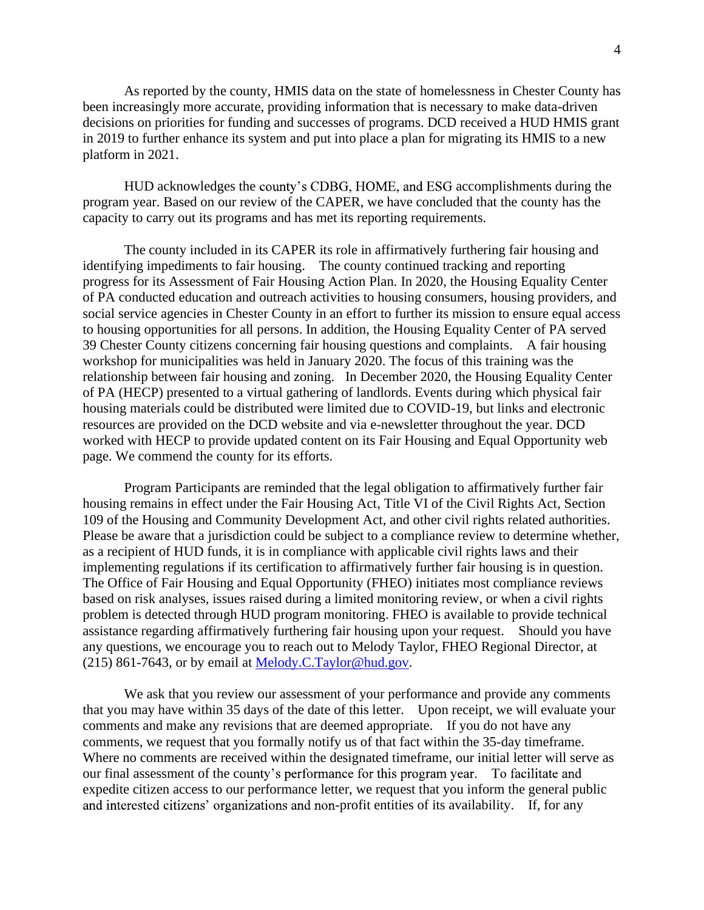As reported by the county, HMIS data on the state of homelessness in Chester County has been increasingly more accurate, providing information that is necessary to make data-driven decisions on priorities for funding and successes of programs. DCD received a HUD HMIS grant in 2019 to further enhance its system and put into place a plan for migrating its HMIS to a new platform in 2021.

HUD acknowledges the county's CDBG, HOME, and ESG accomplishments during the program year. Based on our review of the CAPER, we have concluded that the county has the capacity to carry out its programs and has met its reporting requirements.

The county included in its CAPER its role in affirmatively furthering fair housing and identifying impediments to fair housing. The county continued tracking and reporting progress for its Assessment of Fair Housing Action Plan. In 2020, the Housing Equality Center of PA conducted education and outreach activities to housing consumers, housing providers, and social service agencies in Chester County in an effort to further its mission to ensure equal access to housing opportunities for all persons. In addition, the Housing Equality Center of PA served 39 Chester County citizens concerning fair housing questions and complaints. A fair housing workshop for municipalities was held in January 2020. The focus of this training was the relationship between fair housing and zoning. In December 2020, the Housing Equality Center of PA (HECP) presented to a virtual gathering of landlords. Events during which physical fair housing materials could be distributed were limited due to COVID-19, but links and electronic resources are provided on the DCD website and via e-newsletter throughout the year. DCD worked with HECP to provide updated content on its Fair Housing and Equal Opportunity web page. We commend the county for its efforts.

Program Participants are reminded that the legal obligation to affirmatively further fair housing remains in effect under the Fair Housing Act, Title VI of the Civil Rights Act, Section 109 of the Housing and Community Development Act, and other civil rights related authorities. Please be aware that a jurisdiction could be subject to a compliance review to determine whether, as a recipient of HUD funds, it is in compliance with applicable civil rights laws and their implementing regulations if its certification to affirmatively further fair housing is in question. The Office of Fair Housing and Equal Opportunity (FHEO) initiates most compliance reviews based on risk analyses, issues raised during a limited monitoring review, or when a civil rights problem is detected through HUD program monitoring. FHEO is available to provide technical assistance regarding affirmatively furthering fair housing upon your request. Should you have any questions, we encourage you to reach out to Melody Taylor, FHEO Regional Director, at (215) 861-7643, or by email at [Melody.C.Taylor@hud.gov](mailto:Melody.C.Taylor@hud.gov).

We ask that you review our assessment of your performance and provide any comments that you may have within 35 days of the date of this letter. Upon receipt, we will evaluate your comments and make any revisions that are deemed appropriate. If you do not have any comments, we request that you formally notify us of that fact within the 35-day timeframe. Where no comments are received within the designated timeframe, our initial letter will serve as our final assessment of the county's performance for this program year. To facilitate and expedite citizen access to our performance letter, we request that you inform the general public and interested citizens' organizations and non-profit entities of its availability. If, for any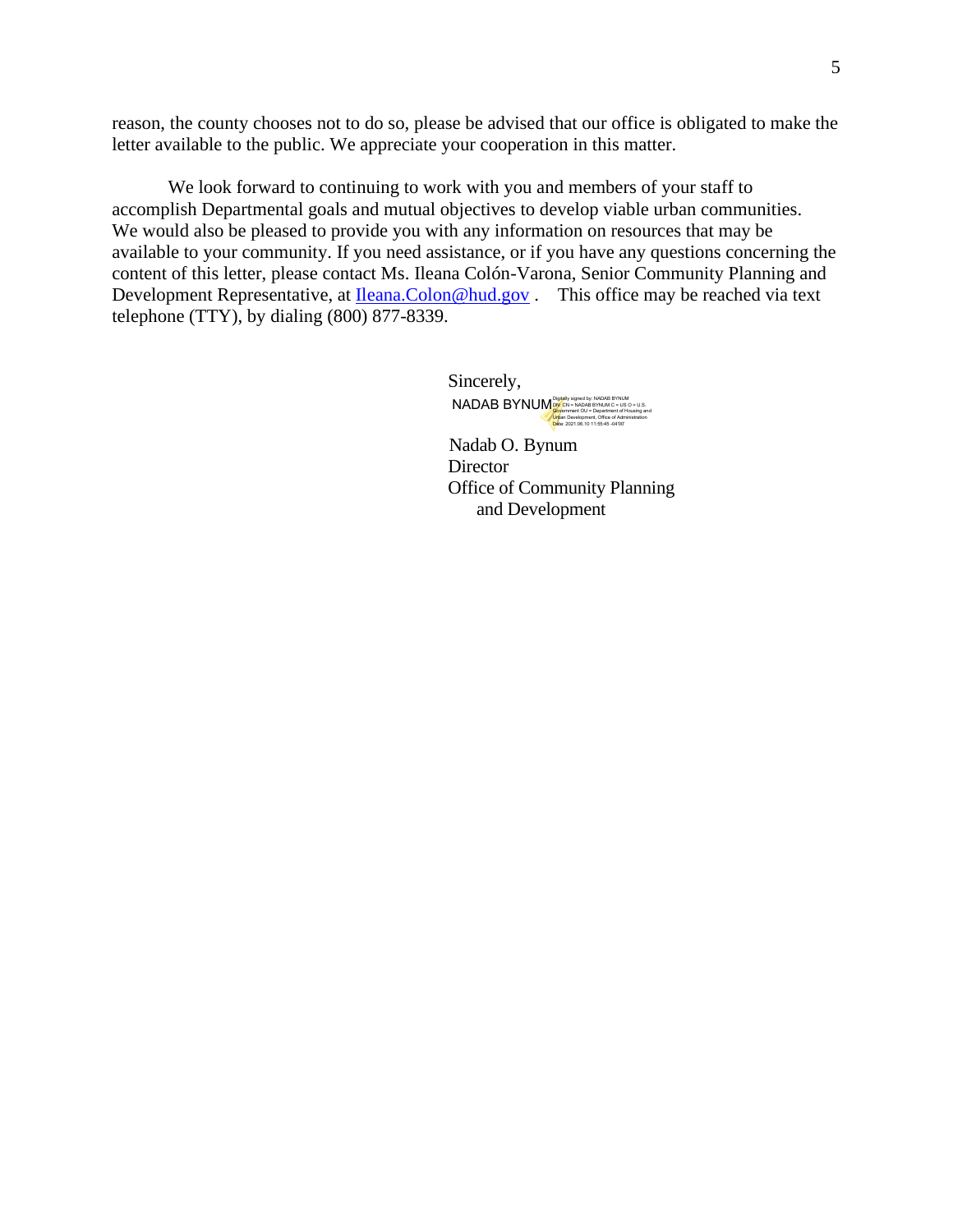reason, the county chooses not to do so, please be advised that our office is obligated to make the letter available to the public. We appreciate your cooperation in this matter.

We look forward to continuing to work with you and members of your staff to accomplish Departmental goals and mutual objectives to develop viable urban communities. We would also be pleased to provide you with any information on resources that may be available to your community. If you need assistance, or if you have any questions concerning the content of this letter, please contact Ms. Ileana Colón-Varona, Senior Community Planning and Development Representative, at Ileana.Colon@hud.gov . This office may be reached via text telephone (TTY), by dialing (800) 877-8339.

Sincerely,

NADAB BYNUM Digitally signed by: NADAB BYNUM DN: CN = NADAB BYNUM C = US O = U.S. Government OU = Department of Housing and Urban Development, Office of Administration Date: 2021.06.10 11:58:45 -04'00'

Nadab O. Bynum
Director
Office of Community Planning
and Development